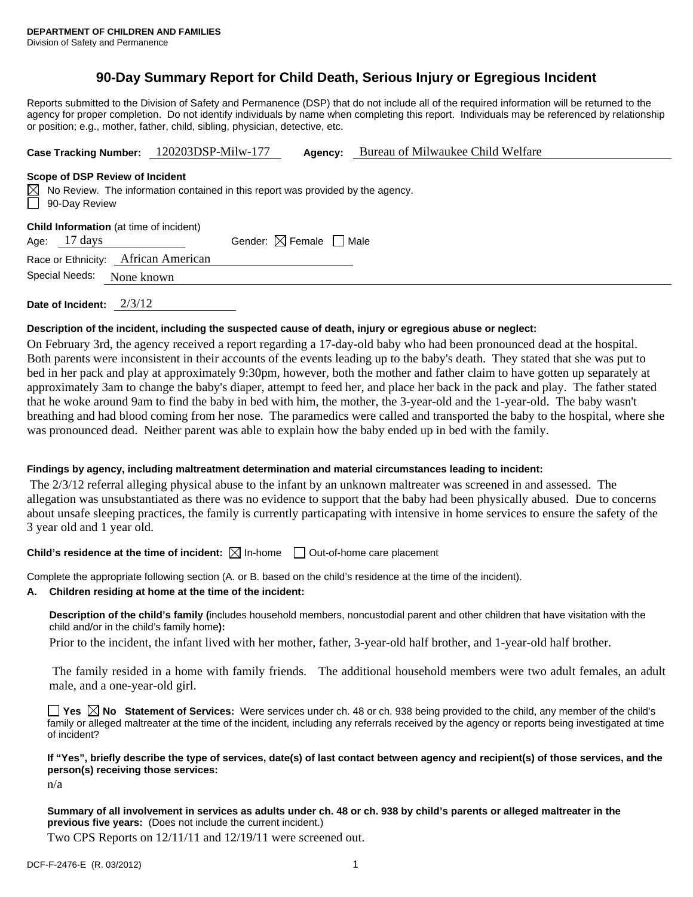**DEPARTMENT OF CHILDREN AND FAMILIES**
Division of Safety and Permanence

# 90-Day Summary Report for Child Death, Serious Injury or Egregious Incident

Reports submitted to the Division of Safety and Permanence (DSP) that do not include all of the required information will be returned to the agency for proper completion. Do not identify individuals by name when completing this report. Individuals may be referenced by relationship or position; e.g., mother, father, child, sibling, physician, detective, etc.

**Case Tracking Number:** 120203DSP-Milw-177 **Agency:** Bureau of Milwaukee Child Welfare

**Scope of DSP Review of Incident**

☒ No Review. The information contained in this report was provided by the agency.
☐ 90-Day Review

**Child Information** (at time of incident)

Age: 17 days Gender: ☒ Female ☐ Male

Race or Ethnicity: African American

Special Needs: None known

**Date of Incident:** 2/3/12

**Description of the incident, including the suspected cause of death, injury or egregious abuse or neglect:**

On February 3rd, the agency received a report regarding a 17-day-old baby who had been pronounced dead at the hospital. Both parents were inconsistent in their accounts of the events leading up to the baby's death. They stated that she was put to bed in her pack and play at approximately 9:30pm, however, both the mother and father claim to have gotten up separately at approximately 3am to change the baby's diaper, attempt to feed her, and place her back in the pack and play. The father stated that he woke around 9am to find the baby in bed with him, the mother, the 3-year-old and the 1-year-old. The baby wasn't breathing and had blood coming from her nose. The paramedics were called and transported the baby to the hospital, where she was pronounced dead. Neither parent was able to explain how the baby ended up in bed with the family.

**Findings by agency, including maltreatment determination and material circumstances leading to incident:**

The 2/3/12 referral alleging physical abuse to the infant by an unknown maltreater was screened in and assessed. The allegation was unsubstantiated as there was no evidence to support that the baby had been physically abused. Due to concerns about unsafe sleeping practices, the family is currently particapating with intensive in home services to ensure the safety of the 3 year old and 1 year old.

**Child's residence at the time of incident:** ☒ In-home ☐ Out-of-home care placement

Complete the appropriate following section (A. or B. based on the child's residence at the time of the incident).

**A. Children residing at home at the time of the incident:**

**Description of the child's family (**includes household members, noncustodial parent and other children that have visitation with the child and/or in the child's family home**):**

Prior to the incident, the infant lived with her mother, father, 3-year-old half brother, and 1-year-old half brother.

The family resided in a home with family friends. The additional household members were two adult females, an adult male, and a one-year-old girl.

☐ **Yes** ☒ **No Statement of Services:** Were services under ch. 48 or ch. 938 being provided to the child, any member of the child's family or alleged maltreater at the time of the incident, including any referrals received by the agency or reports being investigated at time of incident?

**If "Yes", briefly describe the type of services, date(s) of last contact between agency and recipient(s) of those services, and the person(s) receiving those services:**

n/a

**Summary of all involvement in services as adults under ch. 48 or ch. 938 by child's parents or alleged maltreater in the previous five years:** (Does not include the current incident.)

Two CPS Reports on 12/11/11 and 12/19/11 were screened out.

DCF-F-2476-E (R. 03/2012)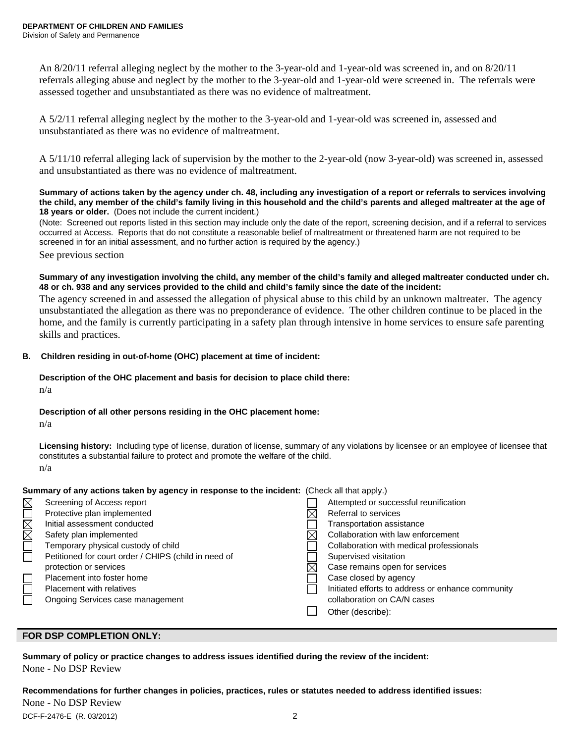An 8/20/11 referral alleging neglect by the mother to the 3-year-old and 1-year-old was screened in, and on 8/20/11 referrals alleging abuse and neglect by the mother to the 3-year-old and 1-year-old were screened in. The referrals were assessed together and unsubstantiated as there was no evidence of maltreatment.

A 5/2/11 referral alleging neglect by the mother to the 3-year-old and 1-year-old was screened in, assessed and unsubstantiated as there was no evidence of maltreatment.

A 5/11/10 referral alleging lack of supervision by the mother to the 2-year-old (now 3-year-old) was screened in, assessed and unsubstantiated as there was no evidence of maltreatment.

**Summary of actions taken by the agency under ch. 48, including any investigation of a report or referrals to services involving the child, any member of the child's family living in this household and the child's parents and alleged maltreater at the age of 18 years or older.** (Does not include the current incident.)

(Note: Screened out reports listed in this section may include only the date of the report, screening decision, and if a referral to services occurred at Access. Reports that do not constitute a reasonable belief of maltreatment or threatened harm are not required to be screened in for an initial assessment, and no further action is required by the agency.)

See previous section

**Summary of any investigation involving the child, any member of the child's family and alleged maltreater conducted under ch. 48 or ch. 938 and any services provided to the child and child's family since the date of the incident:**

The agency screened in and assessed the allegation of physical abuse to this child by an unknown maltreater. The agency unsubstantiated the allegation as there was no preponderance of evidence. The other children continue to be placed in the home, and the family is currently participating in a safety plan through intensive in home services to ensure safe parenting skills and practices.

**B. Children residing in out-of-home (OHC) placement at time of incident:**

**Description of the OHC placement and basis for decision to place child there:**

n/a

**Description of all other persons residing in the OHC placement home:**

n/a

**Licensing history:** Including type of license, duration of license, summary of any violations by licensee or an employee of licensee that constitutes a substantial failure to protect and promote the welfare of the child.

n/a

**Summary of any actions taken by agency in response to the incident:** (Check all that apply.)

- ☒ Screening of Access report
- ☐ Protective plan implemented
- ☒ Initial assessment conducted
- ☒ Safety plan implemented
- ☐ Temporary physical custody of child
- ☐ Petitioned for court order / CHIPS (child in need of protection or services
- ☐ Placement into foster home
- ☐ Placement with relatives
- ☐ Ongoing Services case management
- ☐ Attempted or successful reunification
- ☒ Referral to services
- ☐ Transportation assistance
- ☒ Collaboration with law enforcement
- ☐ Collaboration with medical professionals
- ☐ Supervised visitation
- ☒ Case remains open for services
- ☐ Case closed by agency
- ☐ Initiated efforts to address or enhance community collaboration on CA/N cases
- ☐ Other (describe):

## FOR DSP COMPLETION ONLY:

**Summary of policy or practice changes to address issues identified during the review of the incident:**

None - No DSP Review

**Recommendations for further changes in policies, practices, rules or statutes needed to address identified issues:**

None - No DSP Review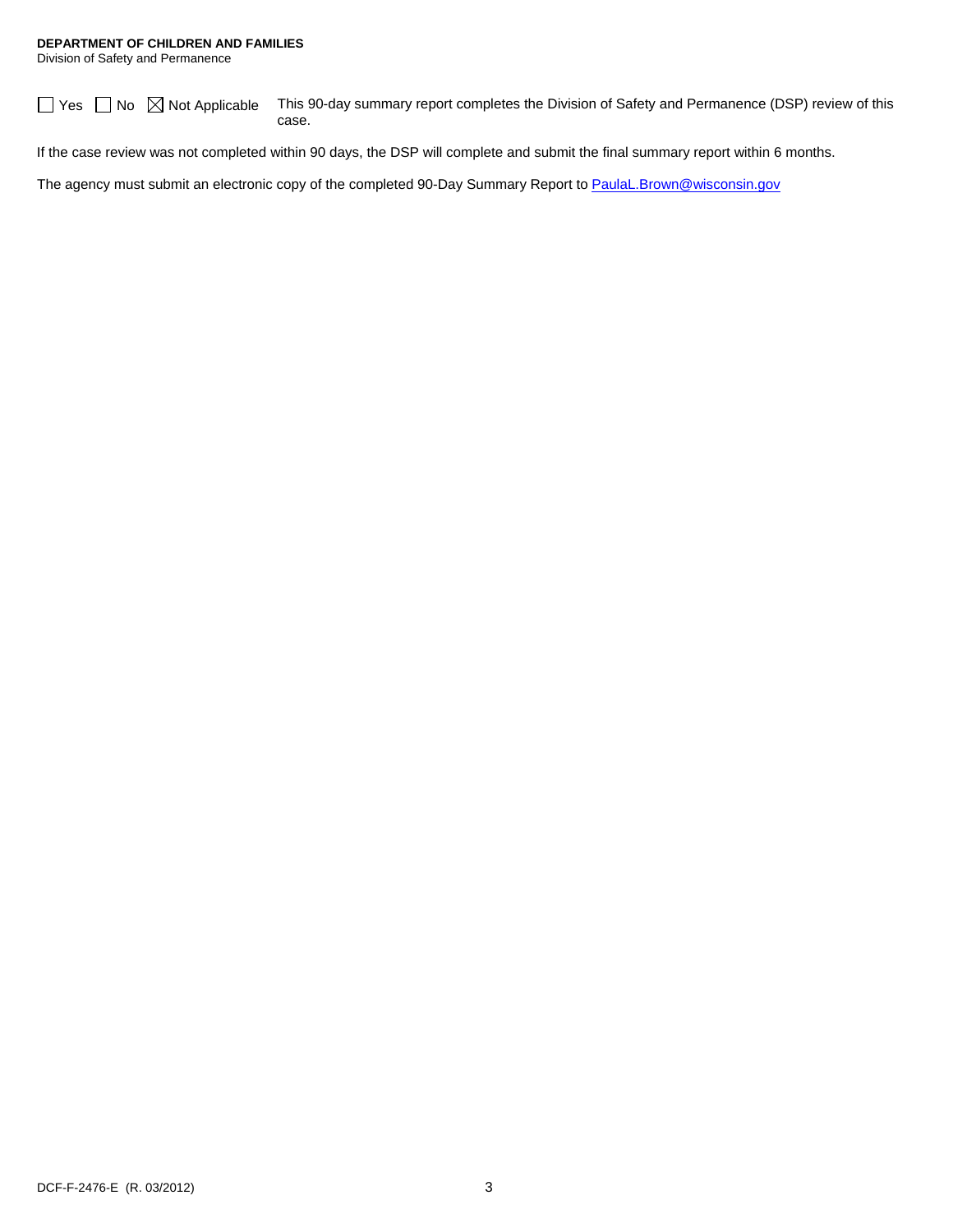**DEPARTMENT OF CHILDREN AND FAMILIES**
Division of Safety and Permanence

☐ Yes ☐ No ☒ Not Applicable This 90-day summary report completes the Division of Safety and Permanence (DSP) review of this case.

If the case review was not completed within 90 days, the DSP will complete and submit the final summary report within 6 months.

The agency must submit an electronic copy of the completed 90-Day Summary Report to PaulaL.Brown@wisconsin.gov

DCF-F-2476-E (R. 03/2012)